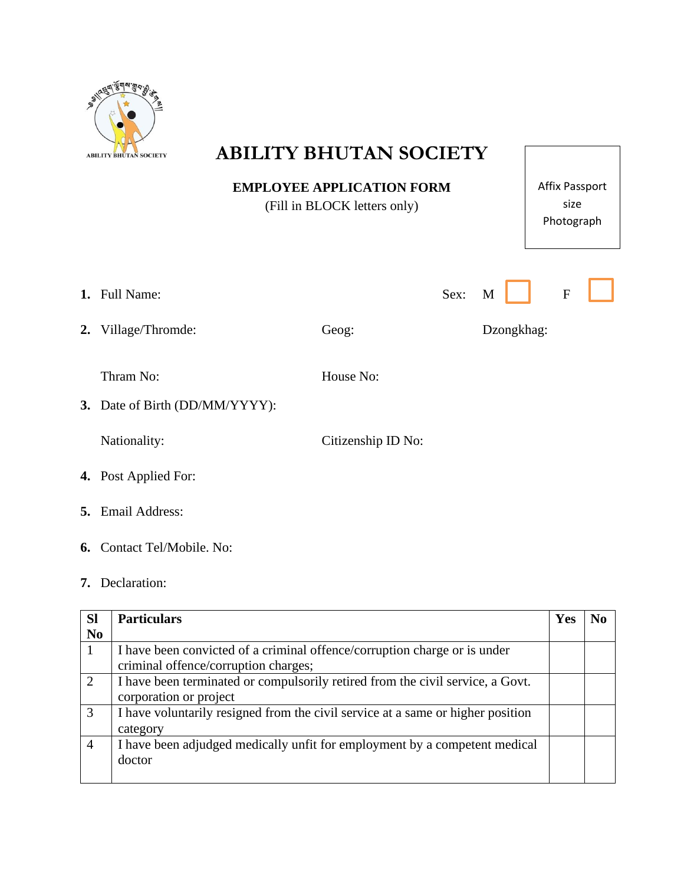# ABILITY BHUTAN SOCIETY

## EMPLOYEE APPLICATION FORM

(Fill in BLOCK letters only)

Affix Passport size Photograph

1. **Full Name:** Sex: M ☐ F ☐
2. Village/Thromde: Geog: Dzongkhag:

   Thram No: House No:
3. Date of Birth (DD/MM/YYYY):

   Nationality: Citizenship ID No:
4. Post Applied For:
5. Email Address:
6. Contact Tel/Mobile. No:
7. Declaration:

| Sl No | Particulars | Yes | No |
|---|---|---|---|
| 1 | I have been convicted of a criminal offence/corruption charge or is under criminal offence/corruption charges; | | |
| 2 | I have been terminated or compulsorily retired from the civil service, a Govt. corporation or project | | |
| 3 | I have voluntarily resigned from the civil service at a same or higher position category | | |
| 4 | I have been adjudged medically unfit for employment by a competent medical doctor | | |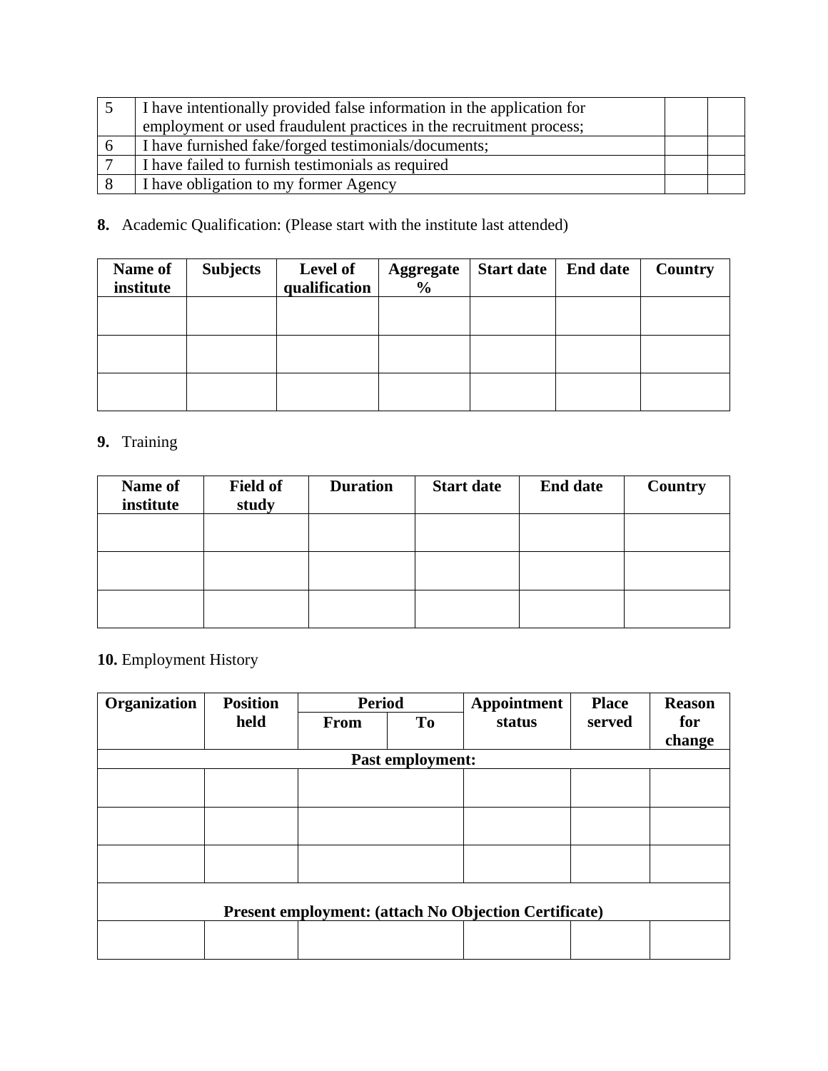| 5 | I have intentionally provided false information in the application for employment or used fraudulent practices in the recruitment process; | | |
|---|---|---|---|
| 6 | I have furnished fake/forged testimonials/documents; | | |
| 7 | I have failed to furnish testimonials as required | | |
| 8 | I have obligation to my former Agency | | |

**8.** Academic Qualification: (Please start with the institute last attended)

| Name of institute | Subjects | Level of qualification | Aggregate % | Start date | End date | Country |
|---|---|---|---|---|---|---|
| | | | | | | |
| | | | | | | |
| | | | | | | |

**9.** Training

| Name of institute | Field of study | Duration | Start date | End date | Country |
|---|---|---|---|---|---|
| | | | | | |
| | | | | | |
| | | | | | |

**10.** Employment History

| Organization | Position held | Period | | Appointment status | Place served | Reason for change |
|---|---|---|---|---|---|---|
| | | From | To | | | |
| **Past employment:** | | | | | | |
| | | | | | | |
| | | | | | | |
| | | | | | | |
| **Present employment: (attach No Objection Certificate)** | | | | | | |
| | | | | | | |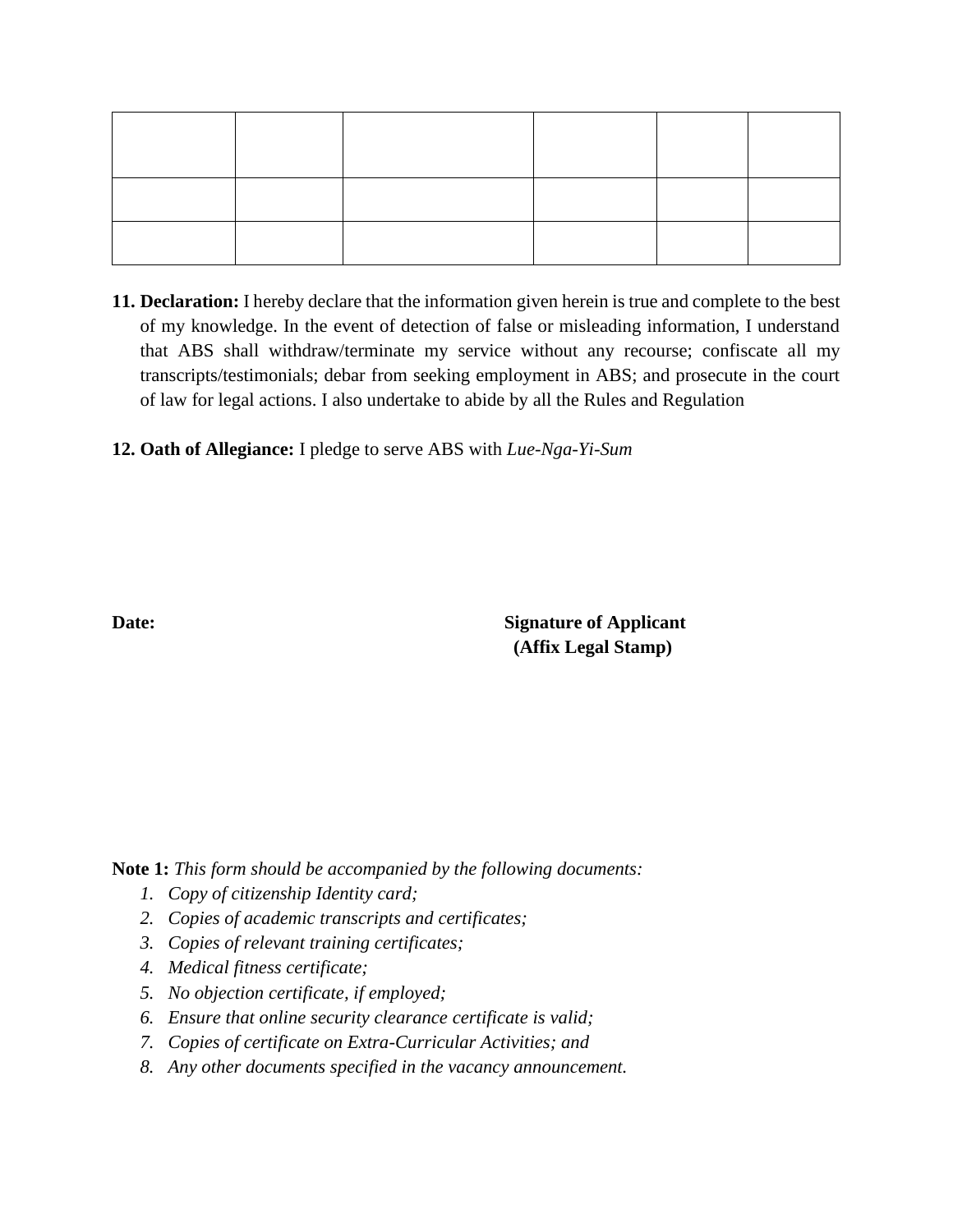| | | | | | |
|---|---|---|---|---|---|
| | | | | | |
| | | | | | |
| | | | | | |

**11. Declaration:** I hereby declare that the information given herein is true and complete to the best of my knowledge. In the event of detection of false or misleading information, I understand that ABS shall withdraw/terminate my service without any recourse; confiscate all my transcripts/testimonials; debar from seeking employment in ABS; and prosecute in the court of law for legal actions. I also undertake to abide by all the Rules and Regulation

**12. Oath of Allegiance:** I pledge to serve ABS with *Lue-Nga-Yi-Sum*

**Date:**

**Signature of Applicant**
**(Affix Legal Stamp)**

**Note 1:** *This form should be accompanied by the following documents:*

1. *Copy of citizenship Identity card;*
2. *Copies of academic transcripts and certificates;*
3. *Copies of relevant training certificates;*
4. *Medical fitness certificate;*
5. *No objection certificate, if employed;*
6. *Ensure that online security clearance certificate is valid;*
7. *Copies of certificate on Extra-Curricular Activities; and*
8. *Any other documents specified in the vacancy announcement.*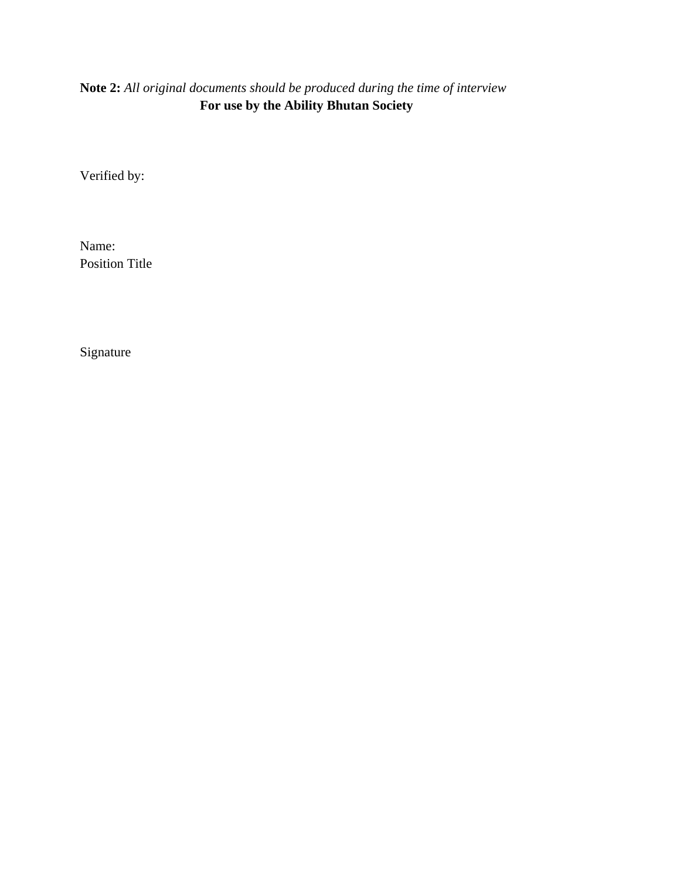**Note 2:** *All original documents should be produced during the time of interview*

**For use by the Ability Bhutan Society**

Verified by:

Name:
Position Title

Signature